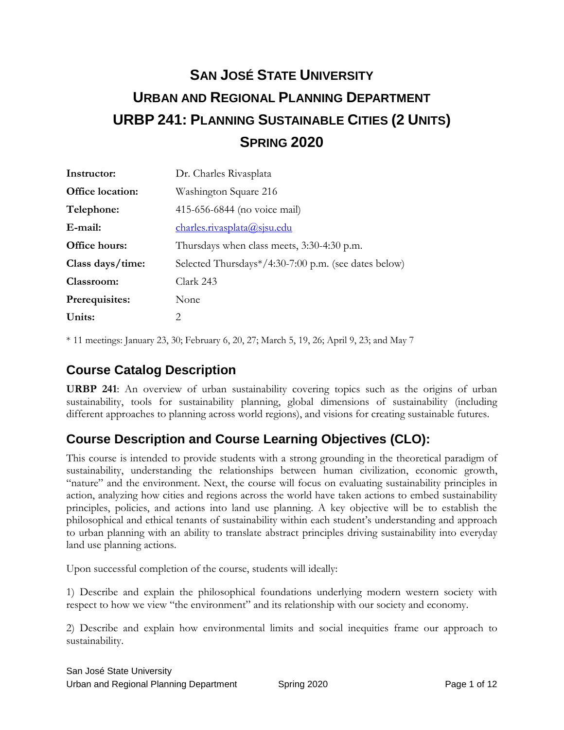# San José State University
# Urban and Regional Planning Department
# URBP 241: Planning Sustainable Cities (2 Units)
# Spring 2020

| | |
|---|---|
| **Instructor:** | Dr. Charles Rivasplata |
| **Office location:** | Washington Square 216 |
| **Telephone:** | 415-656-6844 (no voice mail) |
| **E-mail:** | charles.rivasplata@sjsu.edu |
| **Office hours:** | Thursdays when class meets, 3:30-4:30 p.m. |
| **Class days/time:** | Selected Thursdays*/4:30-7:00 p.m. (see dates below) |
| **Classroom:** | Clark 243 |
| **Prerequisites:** | None |
| **Units:** | 2 |

* 11 meetings: January 23, 30; February 6, 20, 27; March 5, 19, 26; April 9, 23; and May 7

## Course Catalog Description

**URBP 241**: An overview of urban sustainability covering topics such as the origins of urban sustainability, tools for sustainability planning, global dimensions of sustainability (including different approaches to planning across world regions), and visions for creating sustainable futures.

## Course Description and Course Learning Objectives (CLO):

This course is intended to provide students with a strong grounding in the theoretical paradigm of sustainability, understanding the relationships between human civilization, economic growth, "nature" and the environment. Next, the course will focus on evaluating sustainability principles in action, analyzing how cities and regions across the world have taken actions to embed sustainability principles, policies, and actions into land use planning. A key objective will be to establish the philosophical and ethical tenants of sustainability within each student's understanding and approach to urban planning with an ability to translate abstract principles driving sustainability into everyday land use planning actions.

Upon successful completion of the course, students will ideally:

1) Describe and explain the philosophical foundations underlying modern western society with respect to how we view "the environment" and its relationship with our society and economy.

2) Describe and explain how environmental limits and social inequities frame our approach to sustainability.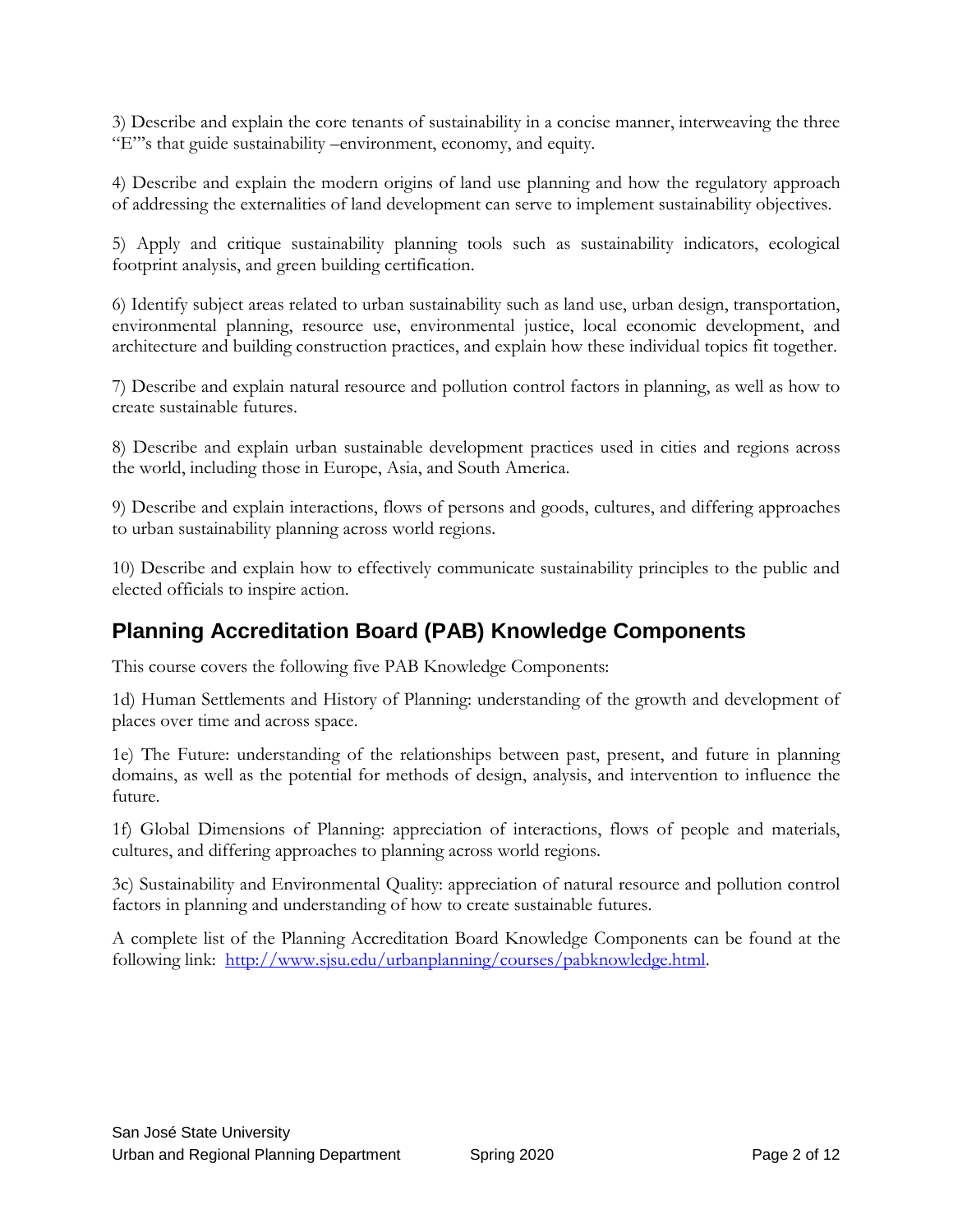3) Describe and explain the core tenants of sustainability in a concise manner, interweaving the three "E"'s that guide sustainability –environment, economy, and equity.

4) Describe and explain the modern origins of land use planning and how the regulatory approach of addressing the externalities of land development can serve to implement sustainability objectives.

5) Apply and critique sustainability planning tools such as sustainability indicators, ecological footprint analysis, and green building certification.

6) Identify subject areas related to urban sustainability such as land use, urban design, transportation, environmental planning, resource use, environmental justice, local economic development, and architecture and building construction practices, and explain how these individual topics fit together.

7) Describe and explain natural resource and pollution control factors in planning, as well as how to create sustainable futures.

8) Describe and explain urban sustainable development practices used in cities and regions across the world, including those in Europe, Asia, and South America.

9) Describe and explain interactions, flows of persons and goods, cultures, and differing approaches to urban sustainability planning across world regions.

10) Describe and explain how to effectively communicate sustainability principles to the public and elected officials to inspire action.

## Planning Accreditation Board (PAB) Knowledge Components

This course covers the following five PAB Knowledge Components:

1d) Human Settlements and History of Planning: understanding of the growth and development of places over time and across space.

1e) The Future: understanding of the relationships between past, present, and future in planning domains, as well as the potential for methods of design, analysis, and intervention to influence the future.

1f) Global Dimensions of Planning: appreciation of interactions, flows of people and materials, cultures, and differing approaches to planning across world regions.

3c) Sustainability and Environmental Quality: appreciation of natural resource and pollution control factors in planning and understanding of how to create sustainable futures.

A complete list of the Planning Accreditation Board Knowledge Components can be found at the following link: [http://www.sjsu.edu/urbanplanning/courses/pabknowledge.html](http://www.sjsu.edu/urbanplanning/courses/pabknowledge.html).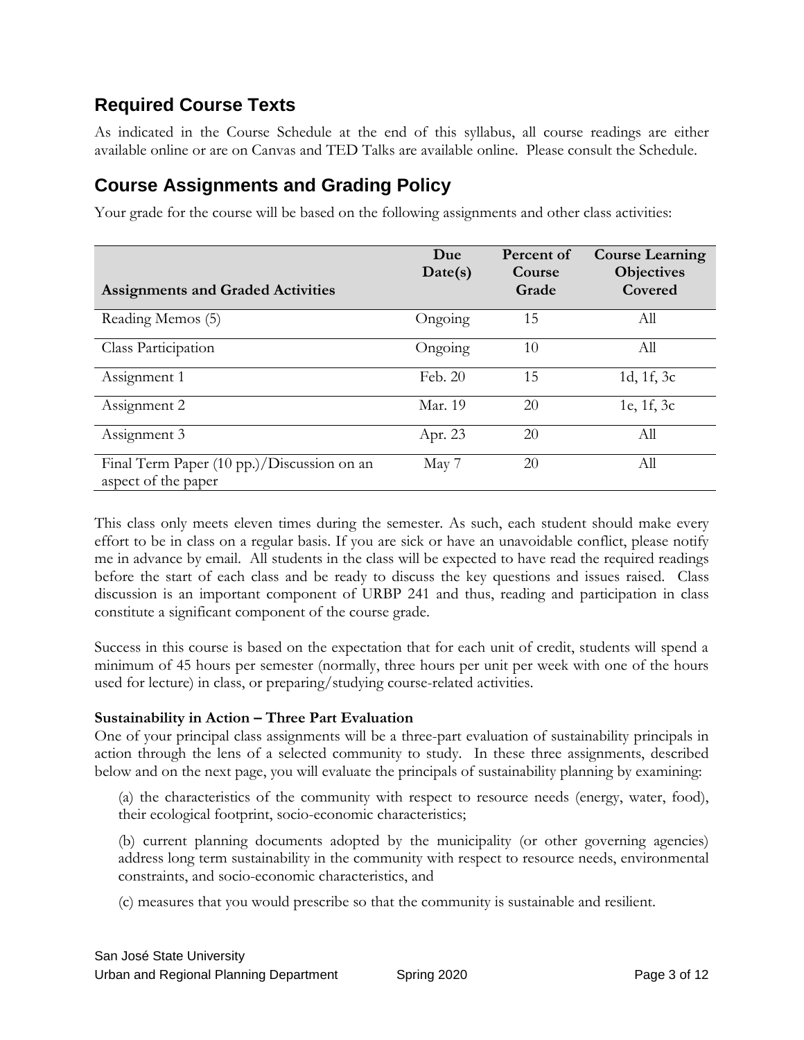## Required Course Texts

As indicated in the Course Schedule at the end of this syllabus, all course readings are either available online or are on Canvas and TED Talks are available online. Please consult the Schedule.

## Course Assignments and Grading Policy

Your grade for the course will be based on the following assignments and other class activities:

| Assignments and Graded Activities | Due Date(s) | Percent of Course Grade | Course Learning Objectives Covered |
|---|---|---|---|
| Reading Memos (5) | Ongoing | 15 | All |
| Class Participation | Ongoing | 10 | All |
| Assignment 1 | Feb. 20 | 15 | 1d, 1f, 3c |
| Assignment 2 | Mar. 19 | 20 | 1e, 1f, 3c |
| Assignment 3 | Apr. 23 | 20 | All |
| Final Term Paper (10 pp.)/Discussion on an aspect of the paper | May 7 | 20 | All |

This class only meets eleven times during the semester. As such, each student should make every effort to be in class on a regular basis. If you are sick or have an unavoidable conflict, please notify me in advance by email. All students in the class will be expected to have read the required readings before the start of each class and be ready to discuss the key questions and issues raised. Class discussion is an important component of URBP 241 and thus, reading and participation in class constitute a significant component of the course grade.

Success in this course is based on the expectation that for each unit of credit, students will spend a minimum of 45 hours per semester (normally, three hours per unit per week with one of the hours used for lecture) in class, or preparing/studying course-related activities.

**Sustainability in Action – Three Part Evaluation**

One of your principal class assignments will be a three-part evaluation of sustainability principals in action through the lens of a selected community to study. In these three assignments, described below and on the next page, you will evaluate the principals of sustainability planning by examining:

(a) the characteristics of the community with respect to resource needs (energy, water, food), their ecological footprint, socio-economic characteristics;

(b) current planning documents adopted by the municipality (or other governing agencies) address long term sustainability in the community with respect to resource needs, environmental constraints, and socio-economic characteristics, and

(c) measures that you would prescribe so that the community is sustainable and resilient.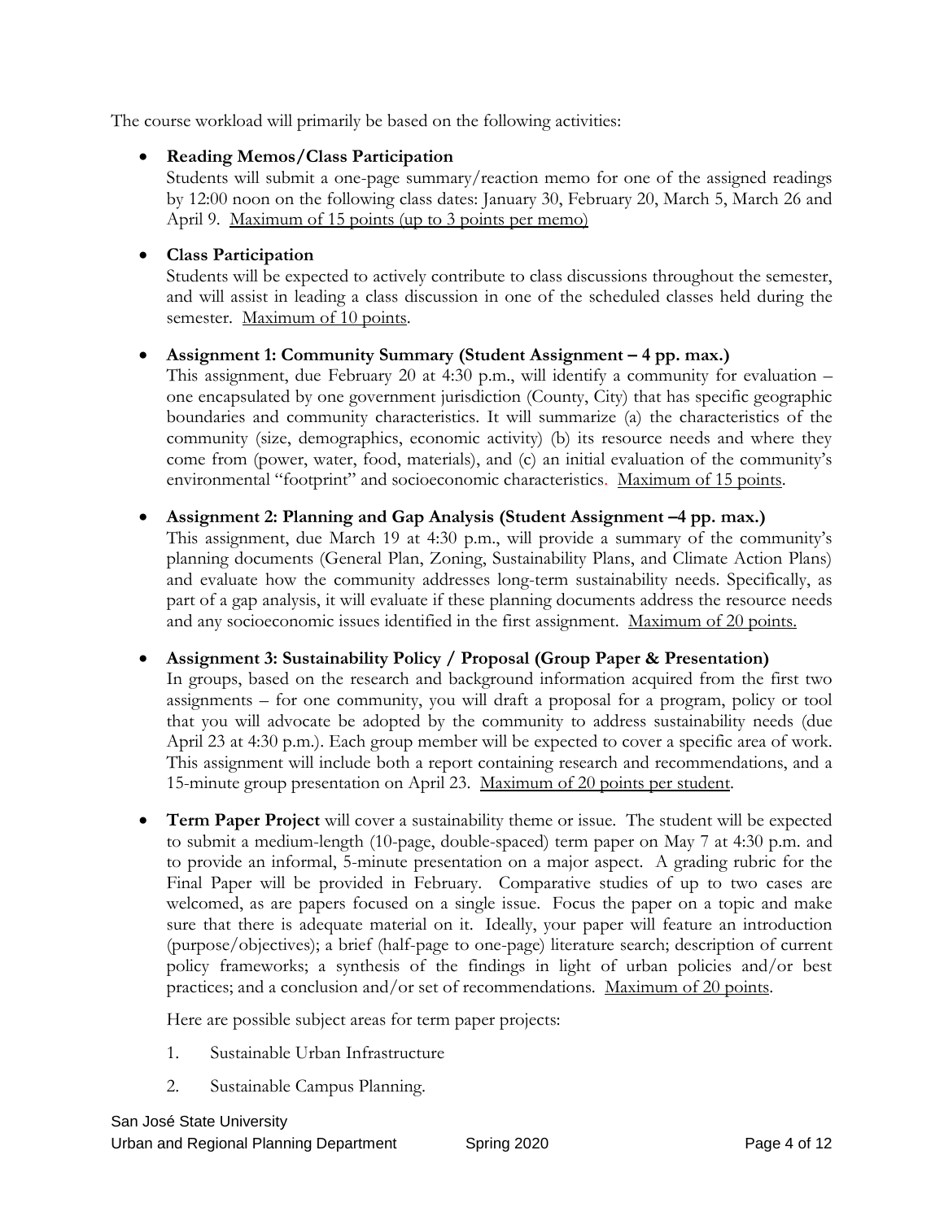The course workload will primarily be based on the following activities:

- **Reading Memos/Class Participation**
  Students will submit a one-page summary/reaction memo for one of the assigned readings by 12:00 noon on the following class dates: January 30, February 20, March 5, March 26 and April 9. <u>Maximum of 15 points (up to 3 points per memo)</u>

- **Class Participation**
  Students will be expected to actively contribute to class discussions throughout the semester, and will assist in leading a class discussion in one of the scheduled classes held during the semester. <u>Maximum of 10 points</u>.

- **Assignment 1: Community Summary (Student Assignment – 4 pp. max.)**
  This assignment, due February 20 at 4:30 p.m., will identify a community for evaluation – one encapsulated by one government jurisdiction (County, City) that has specific geographic boundaries and community characteristics. It will summarize (a) the characteristics of the community (size, demographics, economic activity) (b) its resource needs and where they come from (power, water, food, materials), and (c) an initial evaluation of the community's environmental "footprint" and socioeconomic characteristics. <u>Maximum of 15 points</u>.

- **Assignment 2: Planning and Gap Analysis (Student Assignment –4 pp. max.)**
  This assignment, due March 19 at 4:30 p.m., will provide a summary of the community's planning documents (General Plan, Zoning, Sustainability Plans, and Climate Action Plans) and evaluate how the community addresses long-term sustainability needs. Specifically, as part of a gap analysis, it will evaluate if these planning documents address the resource needs and any socioeconomic issues identified in the first assignment. <u>Maximum of 20 points.</u>

- **Assignment 3: Sustainability Policy / Proposal (Group Paper & Presentation)**
  In groups, based on the research and background information acquired from the first two assignments – for one community, you will draft a proposal for a program, policy or tool that you will advocate be adopted by the community to address sustainability needs (due April 23 at 4:30 p.m.). Each group member will be expected to cover a specific area of work. This assignment will include both a report containing research and recommendations, and a 15-minute group presentation on April 23. <u>Maximum of 20 points per student</u>.

- **Term Paper Project** will cover a sustainability theme or issue. The student will be expected to submit a medium-length (10-page, double-spaced) term paper on May 7 at 4:30 p.m. and to provide an informal, 5-minute presentation on a major aspect. A grading rubric for the Final Paper will be provided in February. Comparative studies of up to two cases are welcomed, as are papers focused on a single issue. Focus the paper on a topic and make sure that there is adequate material on it. Ideally, your paper will feature an introduction (purpose/objectives); a brief (half-page to one-page) literature search; description of current policy frameworks; a synthesis of the findings in light of urban policies and/or best practices; and a conclusion and/or set of recommendations. <u>Maximum of 20 points</u>.

  Here are possible subject areas for term paper projects:

  1. Sustainable Urban Infrastructure
  2. Sustainable Campus Planning.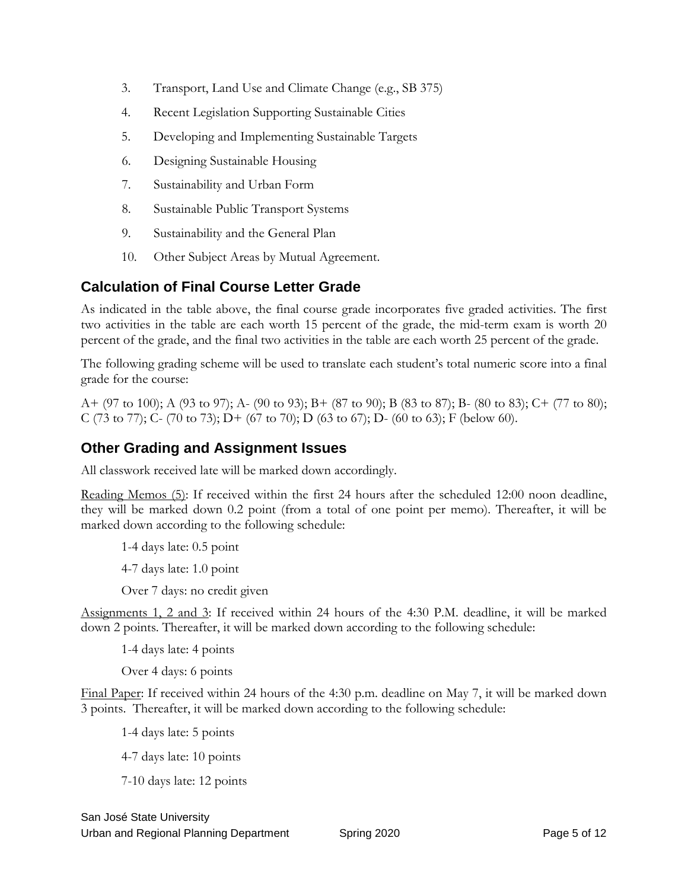3. Transport, Land Use and Climate Change (e.g., SB 375)
4. Recent Legislation Supporting Sustainable Cities
5. Developing and Implementing Sustainable Targets
6. Designing Sustainable Housing
7. Sustainability and Urban Form
8. Sustainable Public Transport Systems
9. Sustainability and the General Plan
10. Other Subject Areas by Mutual Agreement.

## Calculation of Final Course Letter Grade

As indicated in the table above, the final course grade incorporates five graded activities. The first two activities in the table are each worth 15 percent of the grade, the mid-term exam is worth 20 percent of the grade, and the final two activities in the table are each worth 25 percent of the grade.

The following grading scheme will be used to translate each student's total numeric score into a final grade for the course:

A+ (97 to 100); A (93 to 97); A- (90 to 93); B+ (87 to 90); B (83 to 87); B- (80 to 83); C+ (77 to 80); C (73 to 77); C- (70 to 73); D+ (67 to 70); D (63 to 67); D- (60 to 63); F (below 60).

## Other Grading and Assignment Issues

All classwork received late will be marked down accordingly.

<u>Reading Memos (5)</u>: If received within the first 24 hours after the scheduled 12:00 noon deadline, they will be marked down 0.2 point (from a total of one point per memo). Thereafter, it will be marked down according to the following schedule:

1-4 days late: 0.5 point

4-7 days late: 1.0 point

Over 7 days: no credit given

<u>Assignments 1, 2 and 3</u>: If received within 24 hours of the 4:30 P.M. deadline, it will be marked down 2 points. Thereafter, it will be marked down according to the following schedule:

1-4 days late: 4 points

Over 4 days: 6 points

<u>Final Paper</u>: If received within 24 hours of the 4:30 p.m. deadline on May 7, it will be marked down 3 points. Thereafter, it will be marked down according to the following schedule:

1-4 days late: 5 points

4-7 days late: 10 points

7-10 days late: 12 points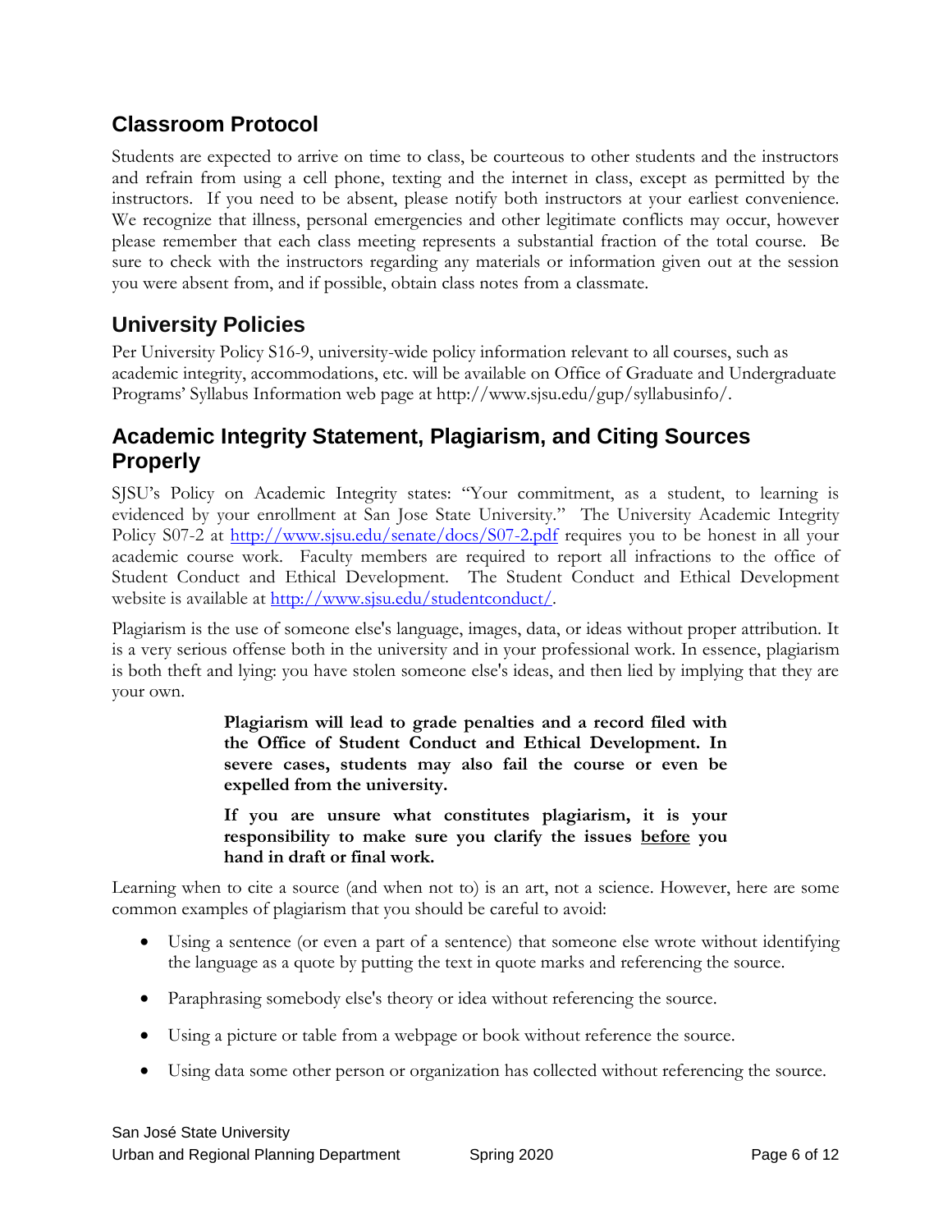## Classroom Protocol

Students are expected to arrive on time to class, be courteous to other students and the instructors and refrain from using a cell phone, texting and the internet in class, except as permitted by the instructors. If you need to be absent, please notify both instructors at your earliest convenience. We recognize that illness, personal emergencies and other legitimate conflicts may occur, however please remember that each class meeting represents a substantial fraction of the total course. Be sure to check with the instructors regarding any materials or information given out at the session you were absent from, and if possible, obtain class notes from a classmate.

## University Policies

Per University Policy S16-9, university-wide policy information relevant to all courses, such as academic integrity, accommodations, etc. will be available on Office of Graduate and Undergraduate Programs' Syllabus Information web page at http://www.sjsu.edu/gup/syllabusinfo/.

## Academic Integrity Statement, Plagiarism, and Citing Sources Properly

SJSU's Policy on Academic Integrity states: "Your commitment, as a student, to learning is evidenced by your enrollment at San Jose State University." The University Academic Integrity Policy S07-2 at [http://www.sjsu.edu/senate/docs/S07-2.pdf](http://www.sjsu.edu/senate/docs/S07-2.pdf) requires you to be honest in all your academic course work. Faculty members are required to report all infractions to the office of Student Conduct and Ethical Development. The Student Conduct and Ethical Development website is available at [http://www.sjsu.edu/studentconduct/](http://www.sjsu.edu/studentconduct/).

Plagiarism is the use of someone else's language, images, data, or ideas without proper attribution. It is a very serious offense both in the university and in your professional work. In essence, plagiarism is both theft and lying: you have stolen someone else's ideas, and then lied by implying that they are your own.

> **Plagiarism will lead to grade penalties and a record filed with the Office of Student Conduct and Ethical Development. In severe cases, students may also fail the course or even be expelled from the university.**
>
> **If you are unsure what constitutes plagiarism, it is your responsibility to make sure you clarify the issues <u>before</u> you hand in draft or final work.**

Learning when to cite a source (and when not to) is an art, not a science. However, here are some common examples of plagiarism that you should be careful to avoid:

- Using a sentence (or even a part of a sentence) that someone else wrote without identifying the language as a quote by putting the text in quote marks and referencing the source.
- Paraphrasing somebody else's theory or idea without referencing the source.
- Using a picture or table from a webpage or book without reference the source.
- Using data some other person or organization has collected without referencing the source.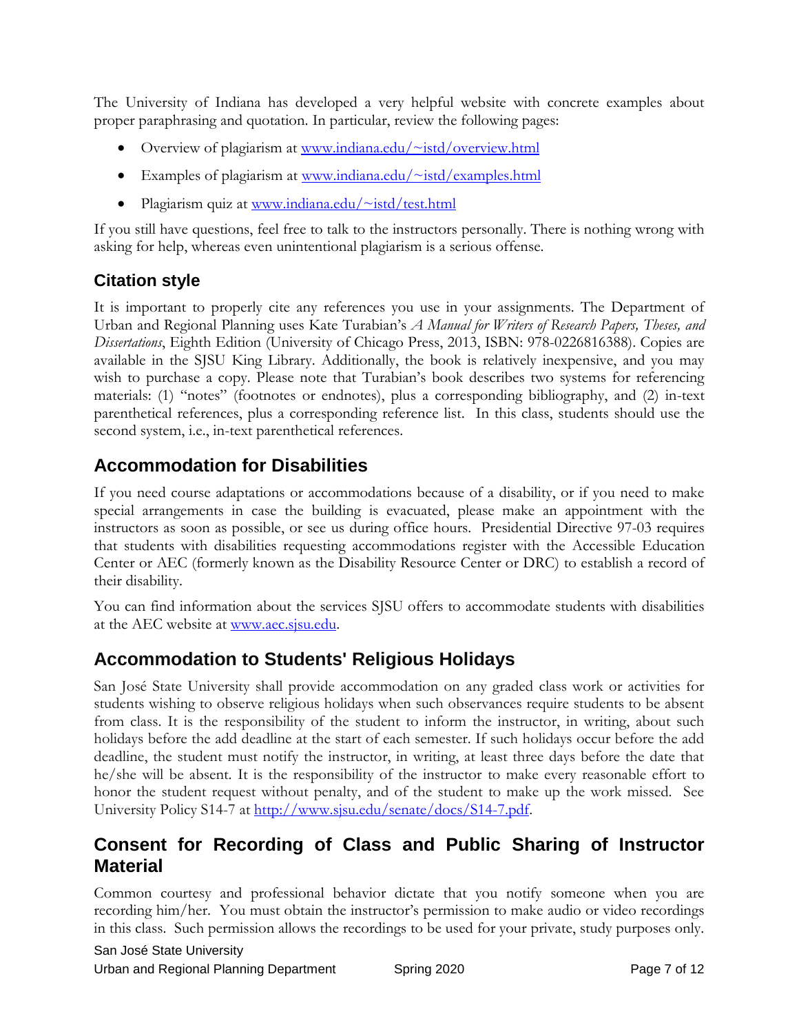The University of Indiana has developed a very helpful website with concrete examples about proper paraphrasing and quotation. In particular, review the following pages:

- Overview of plagiarism at [www.indiana.edu/~istd/overview.html](www.indiana.edu/~istd/overview.html)
- Examples of plagiarism at [www.indiana.edu/~istd/examples.html](www.indiana.edu/~istd/examples.html)
- Plagiarism quiz at [www.indiana.edu/~istd/test.html](www.indiana.edu/~istd/test.html)

If you still have questions, feel free to talk to the instructors personally. There is nothing wrong with asking for help, whereas even unintentional plagiarism is a serious offense.

### Citation style

It is important to properly cite any references you use in your assignments. The Department of Urban and Regional Planning uses Kate Turabian's *A Manual for Writers of Research Papers, Theses, and Dissertations*, Eighth Edition (University of Chicago Press, 2013, ISBN: 978-0226816388). Copies are available in the SJSU King Library. Additionally, the book is relatively inexpensive, and you may wish to purchase a copy. Please note that Turabian's book describes two systems for referencing materials: (1) "notes" (footnotes or endnotes), plus a corresponding bibliography, and (2) in-text parenthetical references, plus a corresponding reference list. In this class, students should use the second system, i.e., in-text parenthetical references.

## Accommodation for Disabilities

If you need course adaptations or accommodations because of a disability, or if you need to make special arrangements in case the building is evacuated, please make an appointment with the instructors as soon as possible, or see us during office hours. Presidential Directive 97-03 requires that students with disabilities requesting accommodations register with the Accessible Education Center or AEC (formerly known as the Disability Resource Center or DRC) to establish a record of their disability.

You can find information about the services SJSU offers to accommodate students with disabilities at the AEC website at [www.aec.sjsu.edu](www.aec.sjsu.edu).

## Accommodation to Students' Religious Holidays

San José State University shall provide accommodation on any graded class work or activities for students wishing to observe religious holidays when such observances require students to be absent from class. It is the responsibility of the student to inform the instructor, in writing, about such holidays before the add deadline at the start of each semester. If such holidays occur before the add deadline, the student must notify the instructor, in writing, at least three days before the date that he/she will be absent. It is the responsibility of the instructor to make every reasonable effort to honor the student request without penalty, and of the student to make up the work missed. See University Policy S14-7 at [http://www.sjsu.edu/senate/docs/S14-7.pdf](http://www.sjsu.edu/senate/docs/S14-7.pdf).

## Consent for Recording of Class and Public Sharing of Instructor Material

Common courtesy and professional behavior dictate that you notify someone when you are recording him/her. You must obtain the instructor's permission to make audio or video recordings in this class. Such permission allows the recordings to be used for your private, study purposes only.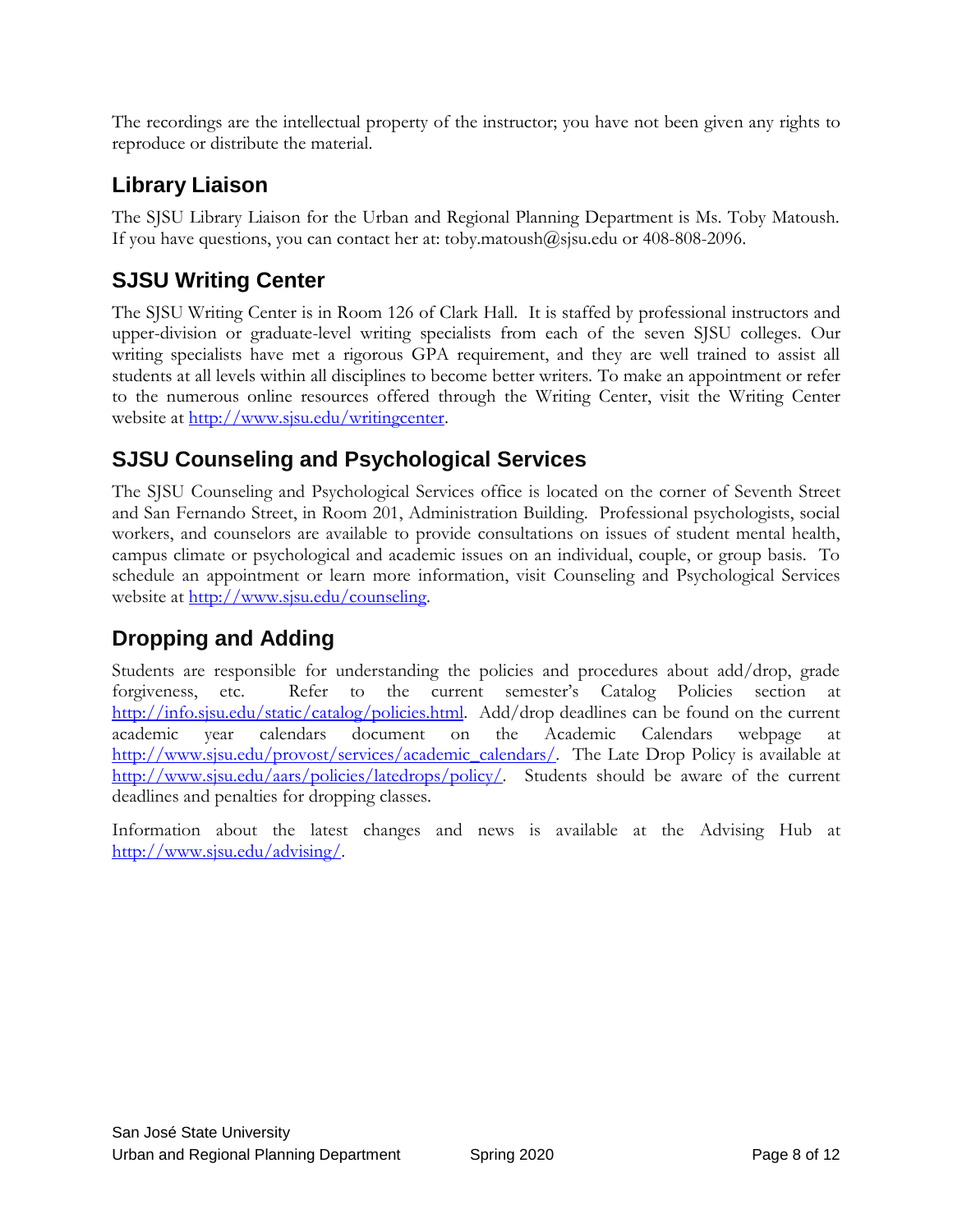The recordings are the intellectual property of the instructor; you have not been given any rights to reproduce or distribute the material.

## Library Liaison

The SJSU Library Liaison for the Urban and Regional Planning Department is Ms. Toby Matoush. If you have questions, you can contact her at: toby.matoush@sjsu.edu or 408-808-2096.

## SJSU Writing Center

The SJSU Writing Center is in Room 126 of Clark Hall. It is staffed by professional instructors and upper-division or graduate-level writing specialists from each of the seven SJSU colleges. Our writing specialists have met a rigorous GPA requirement, and they are well trained to assist all students at all levels within all disciplines to become better writers. To make an appointment or refer to the numerous online resources offered through the Writing Center, visit the Writing Center website at http://www.sjsu.edu/writingcenter.

## SJSU Counseling and Psychological Services

The SJSU Counseling and Psychological Services office is located on the corner of Seventh Street and San Fernando Street, in Room 201, Administration Building. Professional psychologists, social workers, and counselors are available to provide consultations on issues of student mental health, campus climate or psychological and academic issues on an individual, couple, or group basis. To schedule an appointment or learn more information, visit Counseling and Psychological Services website at http://www.sjsu.edu/counseling.

## Dropping and Adding

Students are responsible for understanding the policies and procedures about add/drop, grade forgiveness, etc. Refer to the current semester's Catalog Policies section at http://info.sjsu.edu/static/catalog/policies.html. Add/drop deadlines can be found on the current academic year calendars document on the Academic Calendars webpage at http://www.sjsu.edu/provost/services/academic_calendars/. The Late Drop Policy is available at http://www.sjsu.edu/aars/policies/latedrops/policy/. Students should be aware of the current deadlines and penalties for dropping classes.

Information about the latest changes and news is available at the Advising Hub at http://www.sjsu.edu/advising/.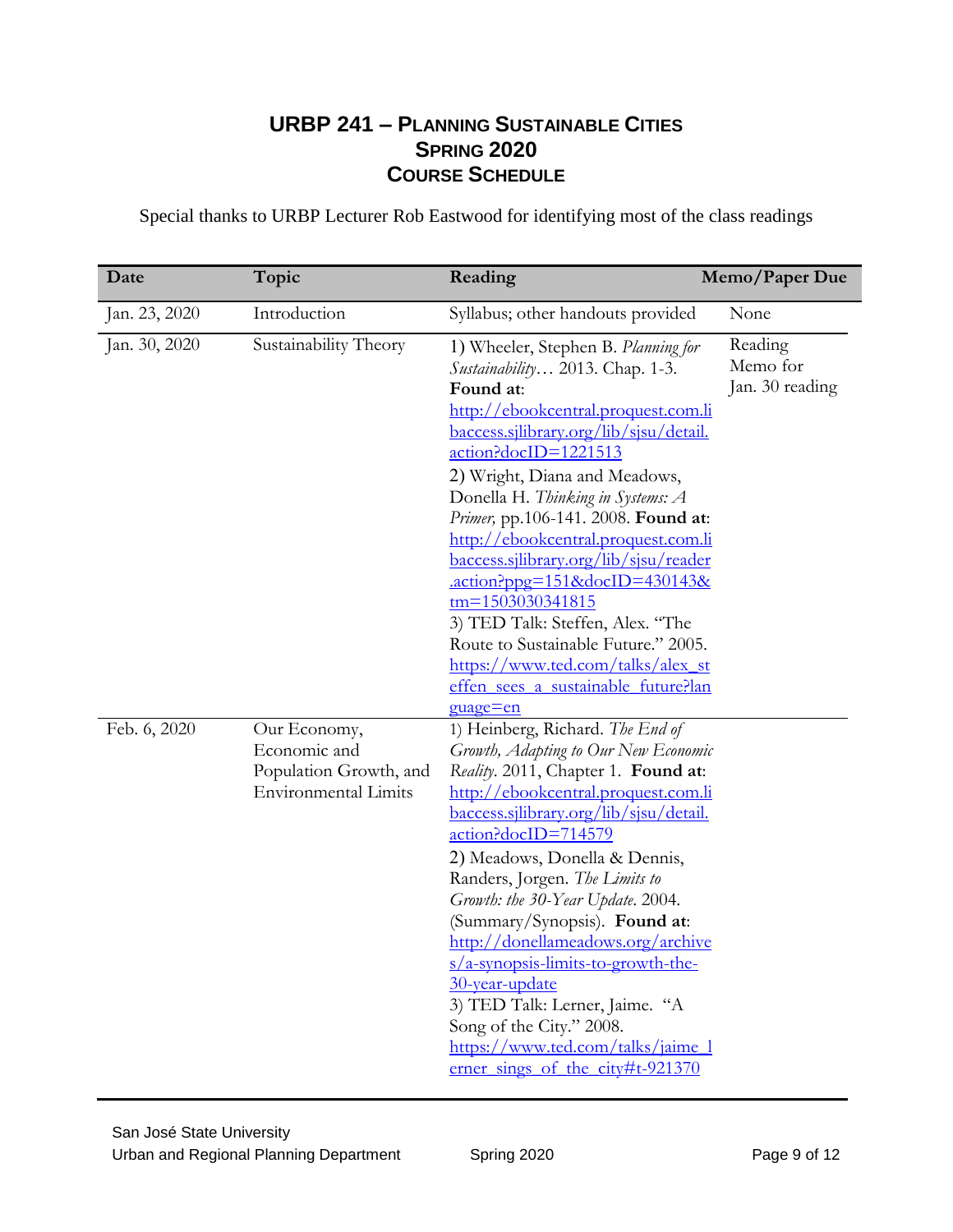# URBP 241 – Planning Sustainable Cities
## Spring 2020
## Course Schedule

Special thanks to URBP Lecturer Rob Eastwood for identifying most of the class readings

| Date | Topic | Reading | Memo/Paper Due |
|---|---|---|---|
| Jan. 23, 2020 | Introduction | Syllabus; other handouts provided | None |
| Jan. 30, 2020 | Sustainability Theory | 1) Wheeler, Stephen B. *Planning for Sustainability*… 2013. Chap. 1-3. **Found at**: http://ebookcentral.proquest.com.libaccess.sjlibrary.org/lib/sjsu/detail.action?docID=1221513<br>2) Wright, Diana and Meadows, Donella H. *Thinking in Systems: A Primer,* pp.106-141. 2008. **Found at**: http://ebookcentral.proquest.com.libaccess.sjlibrary.org/lib/sjsu/reader.action?ppg=151&docID=430143&tm=1503030341815<br>3) TED Talk: Steffen, Alex. "The Route to Sustainable Future." 2005. https://www.ted.com/talks/alex_steffen_sees_a_sustainable_future?language=en | Reading Memo for Jan. 30 reading |
| Feb. 6, 2020 | Our Economy, Economic and Population Growth, and Environmental Limits | 1) Heinberg, Richard. *The End of Growth, Adapting to Our New Economic Reality*. 2011, Chapter 1. **Found at**: http://ebookcentral.proquest.com.libaccess.sjlibrary.org/lib/sjsu/detail.action?docID=714579<br>2) Meadows, Donella & Dennis, Randers, Jorgen. *The Limits to Growth: the 30-Year Update*. 2004. (Summary/Synopsis). **Found at**: http://donellameadows.org/archives/a-synopsis-limits-to-growth-the-30-year-update<br>3) TED Talk: Lerner, Jaime. "A Song of the City." 2008. https://www.ted.com/talks/jaime_lerner_sings_of_the_city#t-921370 | |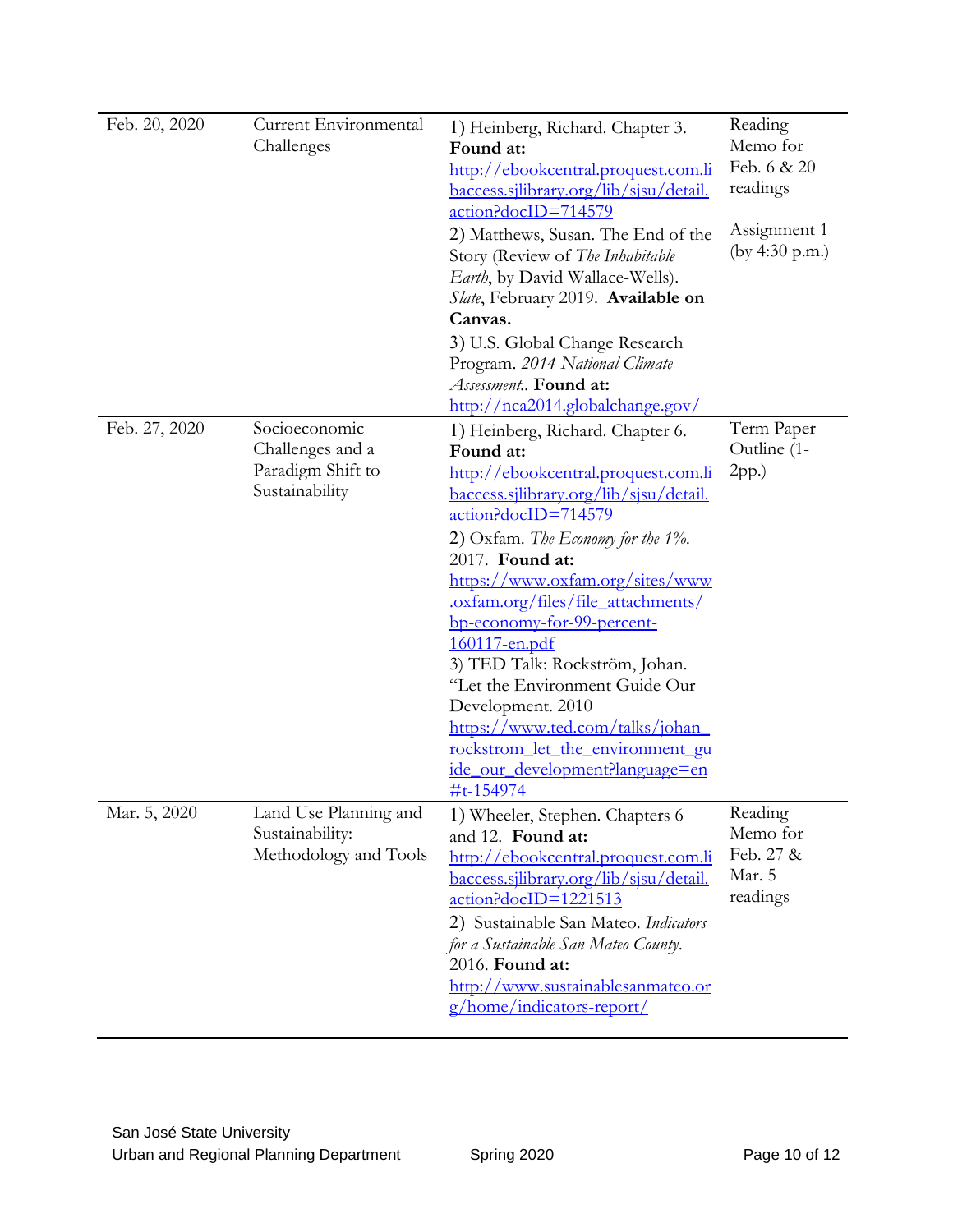| Feb. 20, 2020 | Current Environmental Challenges | 1) Heinberg, Richard. Chapter 3. **Found at:** [http://ebookcentral.proquest.com.libaccess.sjlibrary.org/lib/sjsu/detail.action?docID=714579](http://ebookcentral.proquest.com.libaccess.sjlibrary.org/lib/sjsu/detail.action?docID=714579)<br>2) Matthews, Susan. The End of the Story (Review of *The Inhabitable Earth*, by David Wallace-Wells). *Slate*, February 2019. **Available on Canvas.**<br>3) U.S. Global Change Research Program. *2014 National Climate Assessment*.. **Found at:** http://nca2014.globalchange.gov/ | Reading Memo for Feb. 6 & 20 readings<br><br>Assignment 1 (by 4:30 p.m.) |
|---|---|---|---|
| Feb. 27, 2020 | Socioeconomic Challenges and a Paradigm Shift to Sustainability | 1) Heinberg, Richard. Chapter 6. **Found at:** [http://ebookcentral.proquest.com.libaccess.sjlibrary.org/lib/sjsu/detail.action?docID=714579](http://ebookcentral.proquest.com.libaccess.sjlibrary.org/lib/sjsu/detail.action?docID=714579)<br>2) Oxfam. *The Economy for the 1%*. 2017. **Found at:** [https://www.oxfam.org/sites/www.oxfam.org/files/file_attachments/bp-economy-for-99-percent-160117-en.pdf](https://www.oxfam.org/sites/www.oxfam.org/files/file_attachments/bp-economy-for-99-percent-160117-en.pdf)<br>3) TED Talk: Rockström, Johan. "Let the Environment Guide Our Development. 2010 [https://www.ted.com/talks/johan_rockstrom_let_the_environment_guide_our_development?language=en#t-154974](https://www.ted.com/talks/johan_rockstrom_let_the_environment_guide_our_development?language=en#t-154974) | Term Paper Outline (1-2pp.) |
| Mar. 5, 2020 | Land Use Planning and Sustainability: Methodology and Tools | 1) Wheeler, Stephen. Chapters 6 and 12. **Found at:** [http://ebookcentral.proquest.com.libaccess.sjlibrary.org/lib/sjsu/detail.action?docID=1221513](http://ebookcentral.proquest.com.libaccess.sjlibrary.org/lib/sjsu/detail.action?docID=1221513)<br>2) Sustainable San Mateo. *Indicators for a Sustainable San Mateo County*. 2016. **Found at:** [http://www.sustainablesanmateo.org/home/indicators-report/](http://www.sustainablesanmateo.org/home/indicators-report/) | Reading Memo for Feb. 27 & Mar. 5 readings |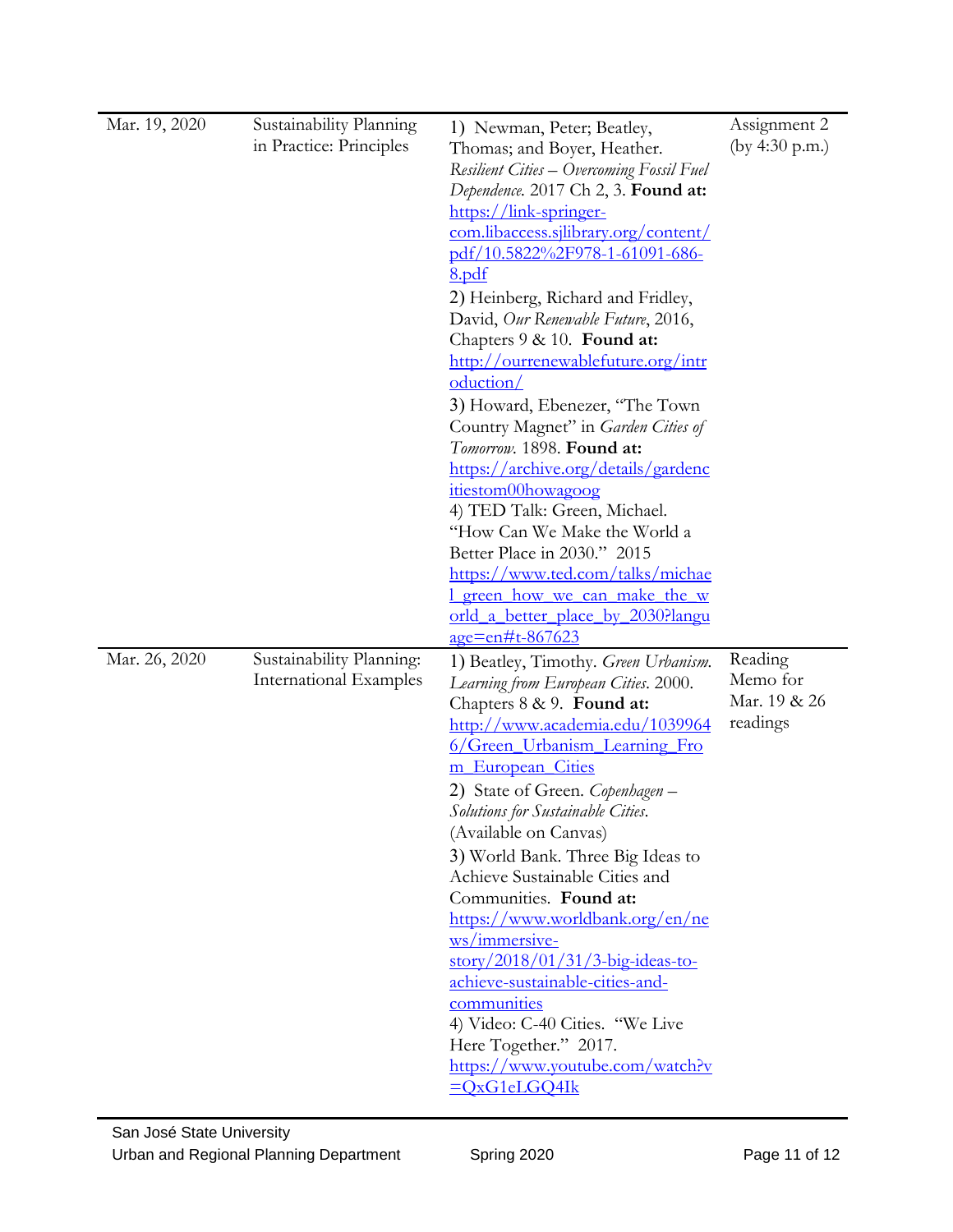| | | | |
|---|---|---|---|
| Mar. 19, 2020 | Sustainability Planning in Practice: Principles | 1) Newman, Peter; Beatley, Thomas; and Boyer, Heather. *Resilient Cities – Overcoming Fossil Fuel Dependence.* 2017 Ch 2, 3. **Found at:** https://link-springer-com.libaccess.sjlibrary.org/content/pdf/10.5822%2F978-1-61091-686-8.pdf<br>2) Heinberg, Richard and Fridley, David, *Our Renewable Future*, 2016, Chapters 9 & 10. **Found at:** http://ourrenewablefuture.org/introduction/<br>3) Howard, Ebenezer, "The Town Country Magnet" in *Garden Cities of Tomorrow*. 1898. **Found at:** https://archive.org/details/gardencitiestom00howagoog<br>4) TED Talk: Green, Michael. "How Can We Make the World a Better Place in 2030." 2015 https://www.ted.com/talks/michael_green_how_we_can_make_the_world_a_better_place_by_2030?language=en#t-867623 | Assignment 2 (by 4:30 p.m.) |
| Mar. 26, 2020 | Sustainability Planning: International Examples | 1) Beatley, Timothy. *Green Urbanism. Learning from European Cities*. 2000. Chapters 8 & 9. **Found at:** http://www.academia.edu/10399646/Green_Urbanism_Learning_From_European_Cities<br>2) State of Green. *Copenhagen – Solutions for Sustainable Cities.* (Available on Canvas)<br>3) World Bank. Three Big Ideas to Achieve Sustainable Cities and Communities. **Found at:** https://www.worldbank.org/en/news/immersive-story/2018/01/31/3-big-ideas-to-achieve-sustainable-cities-and-communities<br>4) Video: C-40 Cities. "We Live Here Together." 2017. https://www.youtube.com/watch?v=QxG1eLGQ4Ik | Reading Memo for Mar. 19 & 26 readings |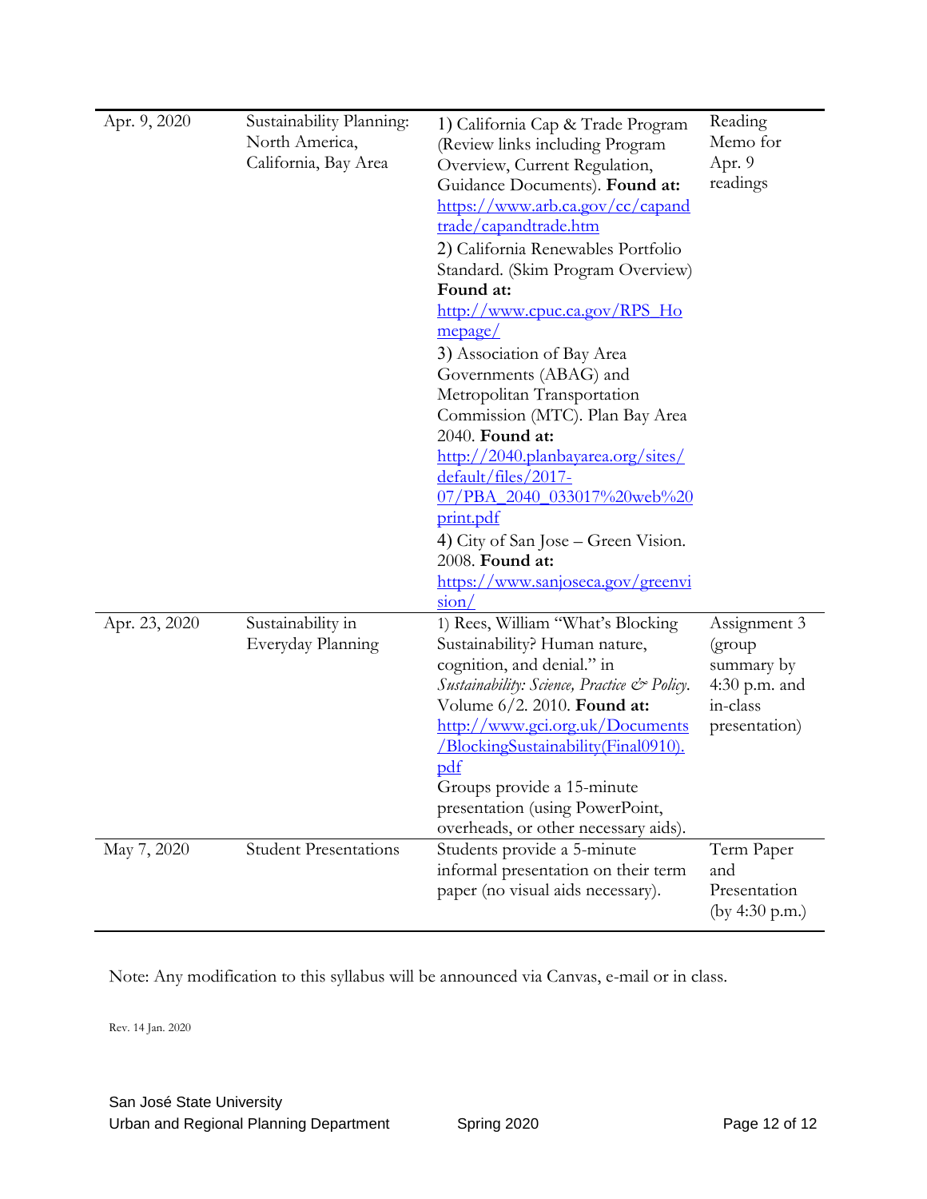| | | | |
|---|---|---|---|
| Apr. 9, 2020 | Sustainability Planning: North America, California, Bay Area | 1) California Cap & Trade Program (Review links including Program Overview, Current Regulation, Guidance Documents). **Found at:** https://www.arb.ca.gov/cc/capandtrade/capandtrade.htm<br>2) California Renewables Portfolio Standard. (Skim Program Overview) **Found at:** http://www.cpuc.ca.gov/RPS_Homepage/<br>3) Association of Bay Area Governments (ABAG) and Metropolitan Transportation Commission (MTC). Plan Bay Area 2040. **Found at:** http://2040.planbayarea.org/sites/default/files/2017-07/PBA_2040_033017%20web%20print.pdf<br>4) City of San Jose – Green Vision. 2008. **Found at:** https://www.sanjoseca.gov/greenvision/ | Reading Memo for Apr. 9 readings |
| Apr. 23, 2020 | Sustainability in Everyday Planning | 1) Rees, William "What's Blocking Sustainability? Human nature, cognition, and denial." in *Sustainability: Science, Practice & Policy*. Volume 6/2. 2010. **Found at:** http://www.gci.org.uk/Documents/BlockingSustainability(Final0910).pdf<br>Groups provide a 15-minute presentation (using PowerPoint, overheads, or other necessary aids). | Assignment 3 (group summary by 4:30 p.m. and in-class presentation) |
| May 7, 2020 | Student Presentations | Students provide a 5-minute informal presentation on their term paper (no visual aids necessary). | Term Paper and Presentation (by 4:30 p.m.) |

Note: Any modification to this syllabus will be announced via Canvas, e-mail or in class.

Rev. 14 Jan. 2020